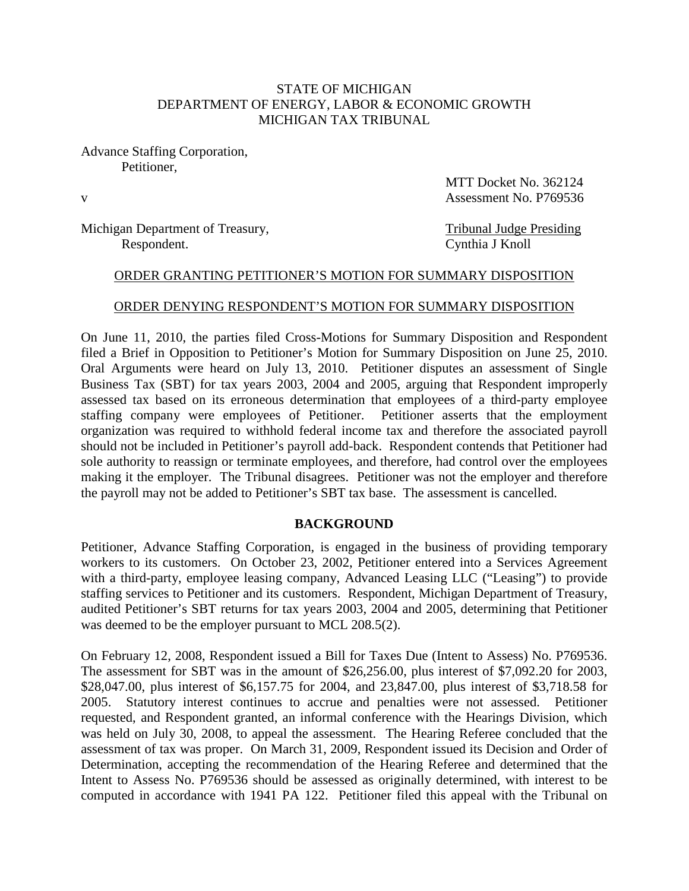STATE OF MICHIGAN
DEPARTMENT OF ENERGY, LABOR & ECONOMIC GROWTH
MICHIGAN TAX TRIBUNAL

Advance Staffing Corporation,
Petitioner,

v

Michigan Department of Treasury,
Respondent.

MTT Docket No. 362124
Assessment No. P769536

Tribunal Judge Presiding
Cynthia J Knoll

ORDER GRANTING PETITIONER'S MOTION FOR SUMMARY DISPOSITION

ORDER DENYING RESPONDENT'S MOTION FOR SUMMARY DISPOSITION

On June 11, 2010, the parties filed Cross-Motions for Summary Disposition and Respondent filed a Brief in Opposition to Petitioner's Motion for Summary Disposition on June 25, 2010. Oral Arguments were heard on July 13, 2010. Petitioner disputes an assessment of Single Business Tax (SBT) for tax years 2003, 2004 and 2005, arguing that Respondent improperly assessed tax based on its erroneous determination that employees of a third-party employee staffing company were employees of Petitioner. Petitioner asserts that the employment organization was required to withhold federal income tax and therefore the associated payroll should not be included in Petitioner's payroll add-back. Respondent contends that Petitioner had sole authority to reassign or terminate employees, and therefore, had control over the employees making it the employer. The Tribunal disagrees. Petitioner was not the employer and therefore the payroll may not be added to Petitioner's SBT tax base. The assessment is cancelled.

**BACKGROUND**

Petitioner, Advance Staffing Corporation, is engaged in the business of providing temporary workers to its customers. On October 23, 2002, Petitioner entered into a Services Agreement with a third-party, employee leasing company, Advanced Leasing LLC ("Leasing") to provide staffing services to Petitioner and its customers. Respondent, Michigan Department of Treasury, audited Petitioner's SBT returns for tax years 2003, 2004 and 2005, determining that Petitioner was deemed to be the employer pursuant to MCL 208.5(2).

On February 12, 2008, Respondent issued a Bill for Taxes Due (Intent to Assess) No. P769536. The assessment for SBT was in the amount of $26,256.00, plus interest of $7,092.20 for 2003, $28,047.00, plus interest of $6,157.75 for 2004, and 23,847.00, plus interest of $3,718.58 for 2005. Statutory interest continues to accrue and penalties were not assessed. Petitioner requested, and Respondent granted, an informal conference with the Hearings Division, which was held on July 30, 2008, to appeal the assessment. The Hearing Referee concluded that the assessment of tax was proper. On March 31, 2009, Respondent issued its Decision and Order of Determination, accepting the recommendation of the Hearing Referee and determined that the Intent to Assess No. P769536 should be assessed as originally determined, with interest to be computed in accordance with 1941 PA 122. Petitioner filed this appeal with the Tribunal on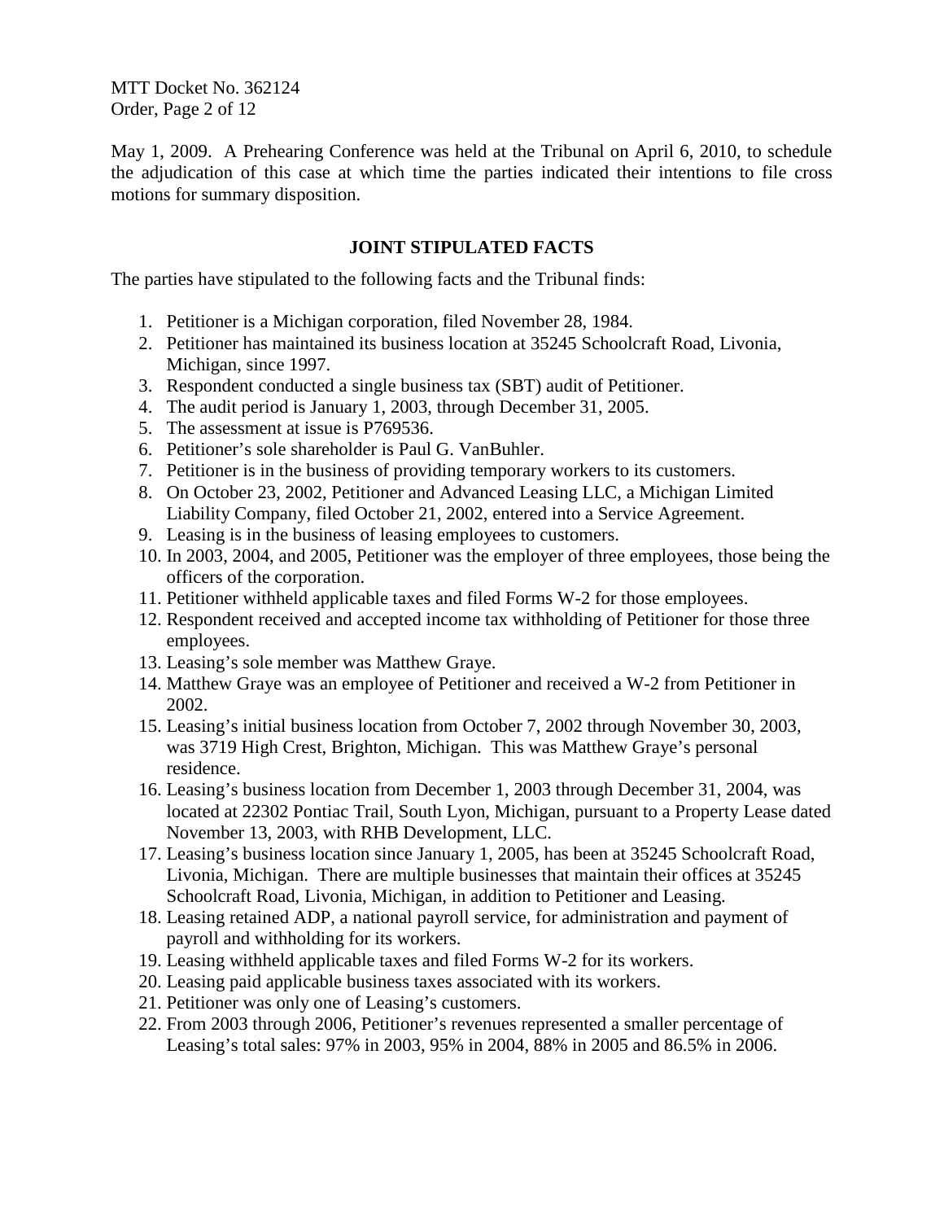May 1, 2009. A Prehearing Conference was held at the Tribunal on April 6, 2010, to schedule the adjudication of this case at which time the parties indicated their intentions to file cross motions for summary disposition.

## JOINT STIPULATED FACTS

The parties have stipulated to the following facts and the Tribunal finds:

1. Petitioner is a Michigan corporation, filed November 28, 1984.
2. Petitioner has maintained its business location at 35245 Schoolcraft Road, Livonia, Michigan, since 1997.
3. Respondent conducted a single business tax (SBT) audit of Petitioner.
4. The audit period is January 1, 2003, through December 31, 2005.
5. The assessment at issue is P769536.
6. Petitioner's sole shareholder is Paul G. VanBuhler.
7. Petitioner is in the business of providing temporary workers to its customers.
8. On October 23, 2002, Petitioner and Advanced Leasing LLC, a Michigan Limited Liability Company, filed October 21, 2002, entered into a Service Agreement.
9. Leasing is in the business of leasing employees to customers.
10. In 2003, 2004, and 2005, Petitioner was the employer of three employees, those being the officers of the corporation.
11. Petitioner withheld applicable taxes and filed Forms W-2 for those employees.
12. Respondent received and accepted income tax withholding of Petitioner for those three employees.
13. Leasing's sole member was Matthew Graye.
14. Matthew Graye was an employee of Petitioner and received a W-2 from Petitioner in 2002.
15. Leasing's initial business location from October 7, 2002 through November 30, 2003, was 3719 High Crest, Brighton, Michigan. This was Matthew Graye's personal residence.
16. Leasing's business location from December 1, 2003 through December 31, 2004, was located at 22302 Pontiac Trail, South Lyon, Michigan, pursuant to a Property Lease dated November 13, 2003, with RHB Development, LLC.
17. Leasing's business location since January 1, 2005, has been at 35245 Schoolcraft Road, Livonia, Michigan. There are multiple businesses that maintain their offices at 35245 Schoolcraft Road, Livonia, Michigan, in addition to Petitioner and Leasing.
18. Leasing retained ADP, a national payroll service, for administration and payment of payroll and withholding for its workers.
19. Leasing withheld applicable taxes and filed Forms W-2 for its workers.
20. Leasing paid applicable business taxes associated with its workers.
21. Petitioner was only one of Leasing's customers.
22. From 2003 through 2006, Petitioner's revenues represented a smaller percentage of Leasing's total sales: 97% in 2003, 95% in 2004, 88% in 2005 and 86.5% in 2006.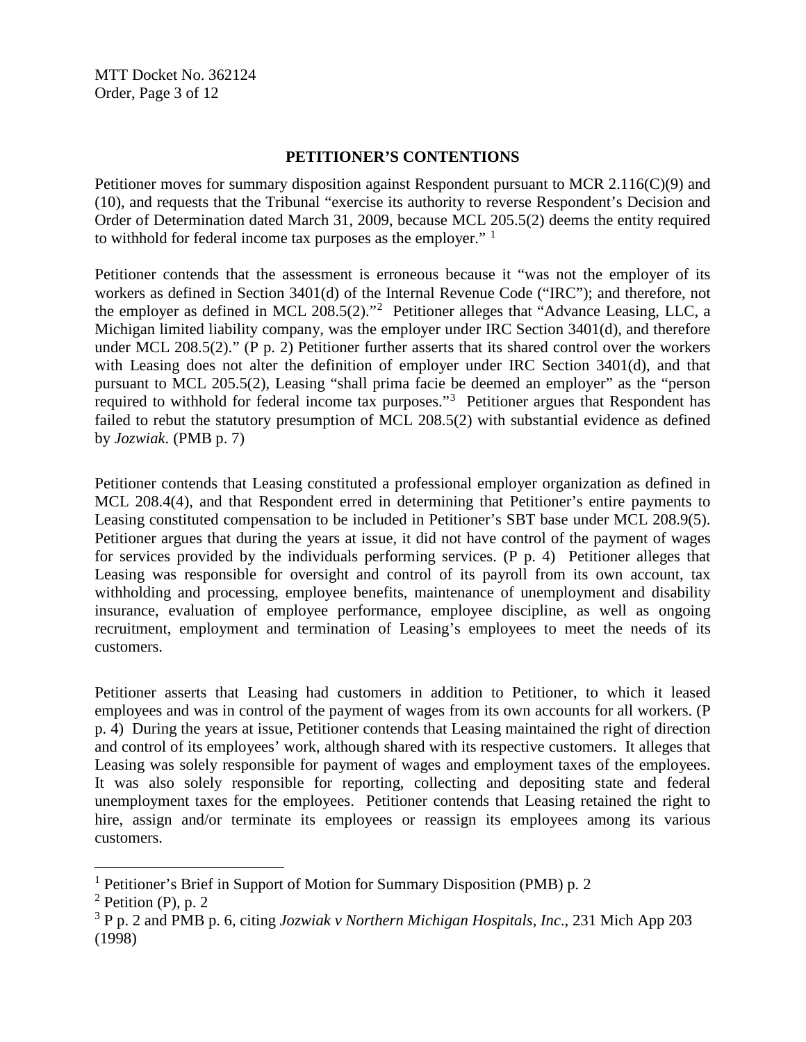## PETITIONER'S CONTENTIONS

Petitioner moves for summary disposition against Respondent pursuant to MCR 2.116(C)(9) and (10), and requests that the Tribunal "exercise its authority to reverse Respondent's Decision and Order of Determination dated March 31, 2009, because MCL 205.5(2) deems the entity required to withhold for federal income tax purposes as the employer." [1]

Petitioner contends that the assessment is erroneous because it "was not the employer of its workers as defined in Section 3401(d) of the Internal Revenue Code ("IRC"); and therefore, not the employer as defined in MCL 208.5(2)."[2] Petitioner alleges that "Advance Leasing, LLC, a Michigan limited liability company, was the employer under IRC Section 3401(d), and therefore under MCL 208.5(2)." (P p. 2) Petitioner further asserts that its shared control over the workers with Leasing does not alter the definition of employer under IRC Section 3401(d), and that pursuant to MCL 205.5(2), Leasing "shall prima facie be deemed an employer" as the "person required to withhold for federal income tax purposes."[3] Petitioner argues that Respondent has failed to rebut the statutory presumption of MCL 208.5(2) with substantial evidence as defined by *Jozwiak*. (PMB p. 7)

Petitioner contends that Leasing constituted a professional employer organization as defined in MCL 208.4(4), and that Respondent erred in determining that Petitioner's entire payments to Leasing constituted compensation to be included in Petitioner's SBT base under MCL 208.9(5). Petitioner argues that during the years at issue, it did not have control of the payment of wages for services provided by the individuals performing services. (P p. 4) Petitioner alleges that Leasing was responsible for oversight and control of its payroll from its own account, tax withholding and processing, employee benefits, maintenance of unemployment and disability insurance, evaluation of employee performance, employee discipline, as well as ongoing recruitment, employment and termination of Leasing's employees to meet the needs of its customers.

Petitioner asserts that Leasing had customers in addition to Petitioner, to which it leased employees and was in control of the payment of wages from its own accounts for all workers. (P p. 4) During the years at issue, Petitioner contends that Leasing maintained the right of direction and control of its employees' work, although shared with its respective customers. It alleges that Leasing was solely responsible for payment of wages and employment taxes of the employees. It was also solely responsible for reporting, collecting and depositing state and federal unemployment taxes for the employees. Petitioner contends that Leasing retained the right to hire, assign and/or terminate its employees or reassign its employees among its various customers.

---

[1] Petitioner's Brief in Support of Motion for Summary Disposition (PMB) p. 2

[2] Petition (P), p. 2

[3] P p. 2 and PMB p. 6, citing *Jozwiak v Northern Michigan Hospitals, Inc*., 231 Mich App 203 (1998)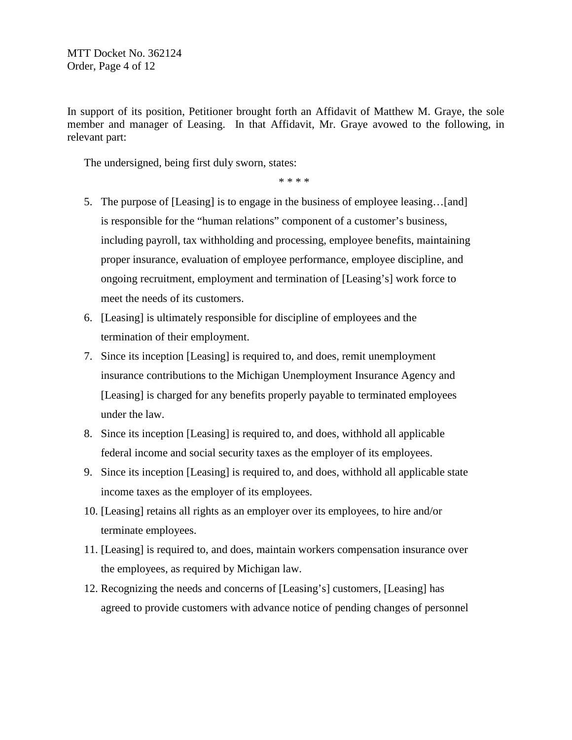In support of its position, Petitioner brought forth an Affidavit of Matthew M. Graye, the sole member and manager of Leasing. In that Affidavit, Mr. Graye avowed to the following, in relevant part:

> The undersigned, being first duly sworn, states:
>
> \* \* \* \*
>
> 5. The purpose of [Leasing] is to engage in the business of employee leasing…[and] is responsible for the "human relations" component of a customer's business, including payroll, tax withholding and processing, employee benefits, maintaining proper insurance, evaluation of employee performance, employee discipline, and ongoing recruitment, employment and termination of [Leasing's] work force to meet the needs of its customers.
> 6. [Leasing] is ultimately responsible for discipline of employees and the termination of their employment.
> 7. Since its inception [Leasing] is required to, and does, remit unemployment insurance contributions to the Michigan Unemployment Insurance Agency and [Leasing] is charged for any benefits properly payable to terminated employees under the law.
> 8. Since its inception [Leasing] is required to, and does, withhold all applicable federal income and social security taxes as the employer of its employees.
> 9. Since its inception [Leasing] is required to, and does, withhold all applicable state income taxes as the employer of its employees.
> 10. [Leasing] retains all rights as an employer over its employees, to hire and/or terminate employees.
> 11. [Leasing] is required to, and does, maintain workers compensation insurance over the employees, as required by Michigan law.
> 12. Recognizing the needs and concerns of [Leasing's] customers, [Leasing] has agreed to provide customers with advance notice of pending changes of personnel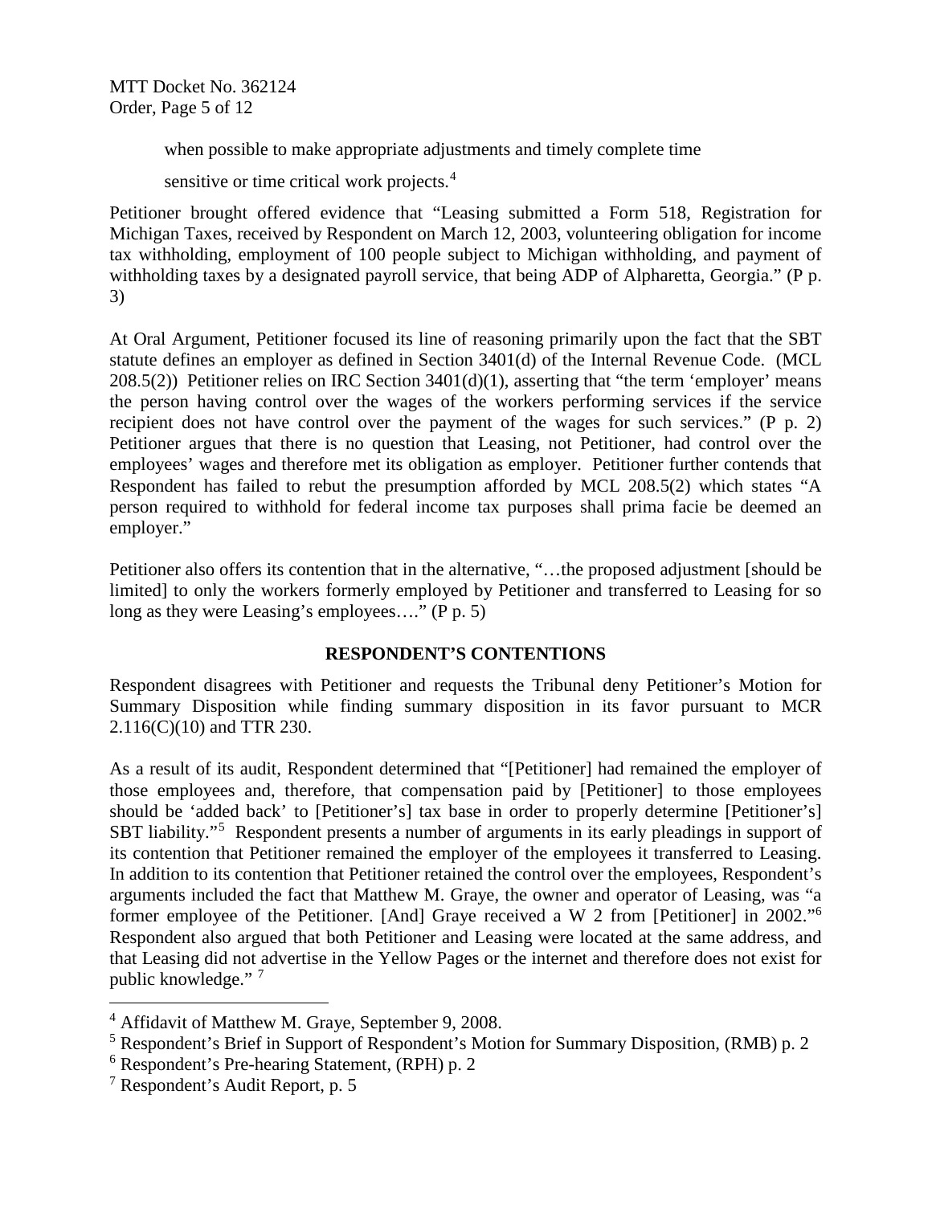when possible to make appropriate adjustments and timely complete time

sensitive or time critical work projects.[4]

Petitioner brought offered evidence that "Leasing submitted a Form 518, Registration for Michigan Taxes, received by Respondent on March 12, 2003, volunteering obligation for income tax withholding, employment of 100 people subject to Michigan withholding, and payment of withholding taxes by a designated payroll service, that being ADP of Alpharetta, Georgia." (P p. 3)

At Oral Argument, Petitioner focused its line of reasoning primarily upon the fact that the SBT statute defines an employer as defined in Section 3401(d) of the Internal Revenue Code. (MCL 208.5(2)) Petitioner relies on IRC Section 3401(d)(1), asserting that "the term 'employer' means the person having control over the wages of the workers performing services if the service recipient does not have control over the payment of the wages for such services." (P p. 2) Petitioner argues that there is no question that Leasing, not Petitioner, had control over the employees' wages and therefore met its obligation as employer. Petitioner further contends that Respondent has failed to rebut the presumption afforded by MCL 208.5(2) which states "A person required to withhold for federal income tax purposes shall prima facie be deemed an employer."

Petitioner also offers its contention that in the alternative, "…the proposed adjustment [should be limited] to only the workers formerly employed by Petitioner and transferred to Leasing for so long as they were Leasing's employees…." (P p. 5)

## RESPONDENT'S CONTENTIONS

Respondent disagrees with Petitioner and requests the Tribunal deny Petitioner's Motion for Summary Disposition while finding summary disposition in its favor pursuant to MCR 2.116(C)(10) and TTR 230.

As a result of its audit, Respondent determined that "[Petitioner] had remained the employer of those employees and, therefore, that compensation paid by [Petitioner] to those employees should be 'added back' to [Petitioner's] tax base in order to properly determine [Petitioner's] SBT liability."[5] Respondent presents a number of arguments in its early pleadings in support of its contention that Petitioner remained the employer of the employees it transferred to Leasing. In addition to its contention that Petitioner retained the control over the employees, Respondent's arguments included the fact that Matthew M. Graye, the owner and operator of Leasing, was "a former employee of the Petitioner. [And] Graye received a W 2 from [Petitioner] in 2002."[6] Respondent also argued that both Petitioner and Leasing were located at the same address, and that Leasing did not advertise in the Yellow Pages or the internet and therefore does not exist for public knowledge." [7]

---

[4] Affidavit of Matthew M. Graye, September 9, 2008.

[5] Respondent's Brief in Support of Respondent's Motion for Summary Disposition, (RMB) p. 2

[6] Respondent's Pre-hearing Statement, (RPH) p. 2

[7] Respondent's Audit Report, p. 5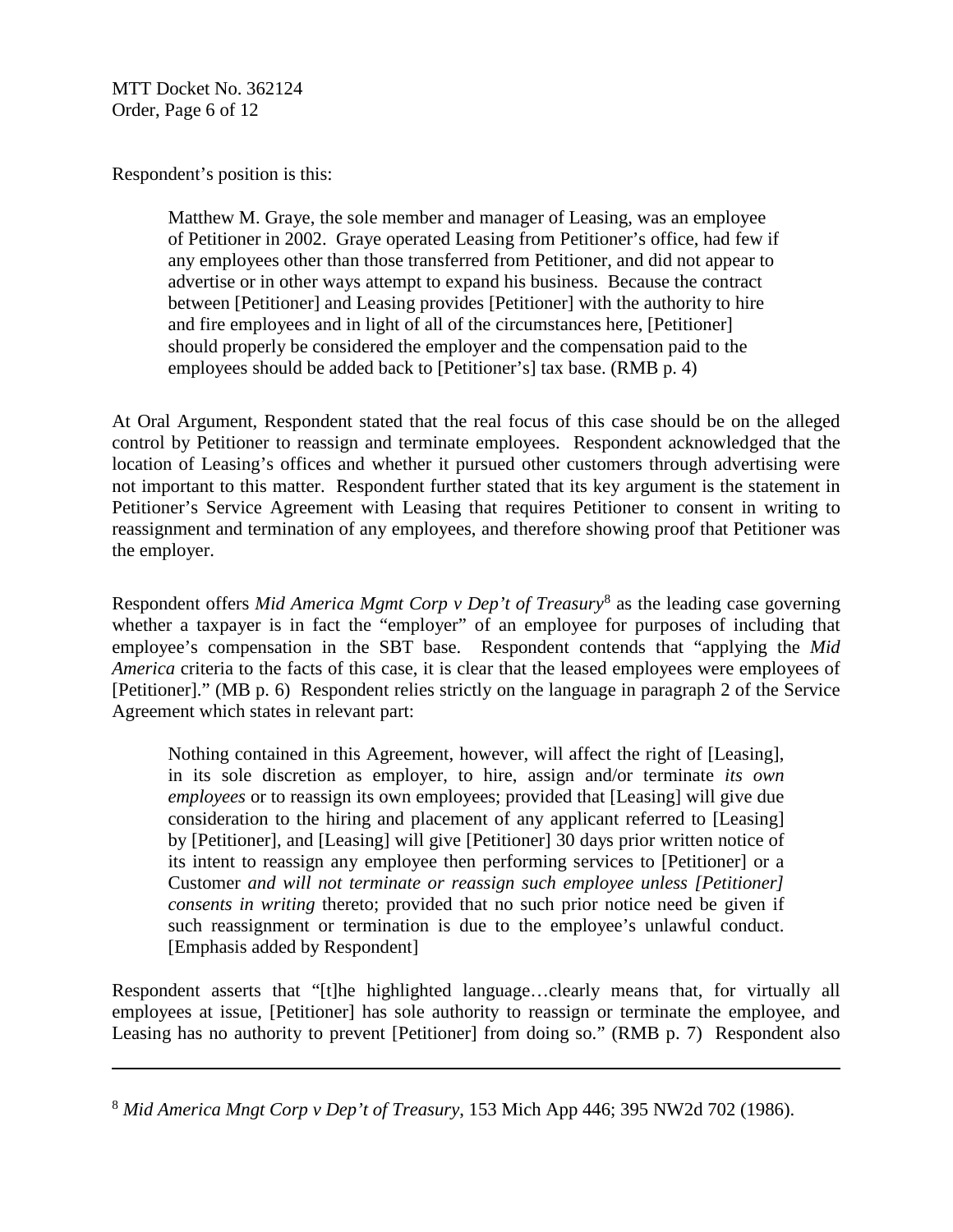Respondent's position is this:

> Matthew M. Graye, the sole member and manager of Leasing, was an employee of Petitioner in 2002. Graye operated Leasing from Petitioner's office, had few if any employees other than those transferred from Petitioner, and did not appear to advertise or in other ways attempt to expand his business. Because the contract between [Petitioner] and Leasing provides [Petitioner] with the authority to hire and fire employees and in light of all of the circumstances here, [Petitioner] should properly be considered the employer and the compensation paid to the employees should be added back to [Petitioner's] tax base. (RMB p. 4)

At Oral Argument, Respondent stated that the real focus of this case should be on the alleged control by Petitioner to reassign and terminate employees. Respondent acknowledged that the location of Leasing's offices and whether it pursued other customers through advertising were not important to this matter. Respondent further stated that its key argument is the statement in Petitioner's Service Agreement with Leasing that requires Petitioner to consent in writing to reassignment and termination of any employees, and therefore showing proof that Petitioner was the employer.

Respondent offers *Mid America Mgmt Corp v Dep't of Treasury*[8] as the leading case governing whether a taxpayer is in fact the "employer" of an employee for purposes of including that employee's compensation in the SBT base. Respondent contends that "applying the *Mid America* criteria to the facts of this case, it is clear that the leased employees were employees of [Petitioner]." (MB p. 6) Respondent relies strictly on the language in paragraph 2 of the Service Agreement which states in relevant part:

> Nothing contained in this Agreement, however, will affect the right of [Leasing], in its sole discretion as employer, to hire, assign and/or terminate *its own employees* or to reassign its own employees; provided that [Leasing] will give due consideration to the hiring and placement of any applicant referred to [Leasing] by [Petitioner], and [Leasing] will give [Petitioner] 30 days prior written notice of its intent to reassign any employee then performing services to [Petitioner] or a Customer *and will not terminate or reassign such employee unless [Petitioner] consents in writing* thereto; provided that no such prior notice need be given if such reassignment or termination is due to the employee's unlawful conduct. [Emphasis added by Respondent]

Respondent asserts that "[t]he highlighted language…clearly means that, for virtually all employees at issue, [Petitioner] has sole authority to reassign or terminate the employee, and Leasing has no authority to prevent [Petitioner] from doing so." (RMB p. 7) Respondent also

---

[8] *Mid America Mngt Corp v Dep't of Treasury*, 153 Mich App 446; 395 NW2d 702 (1986).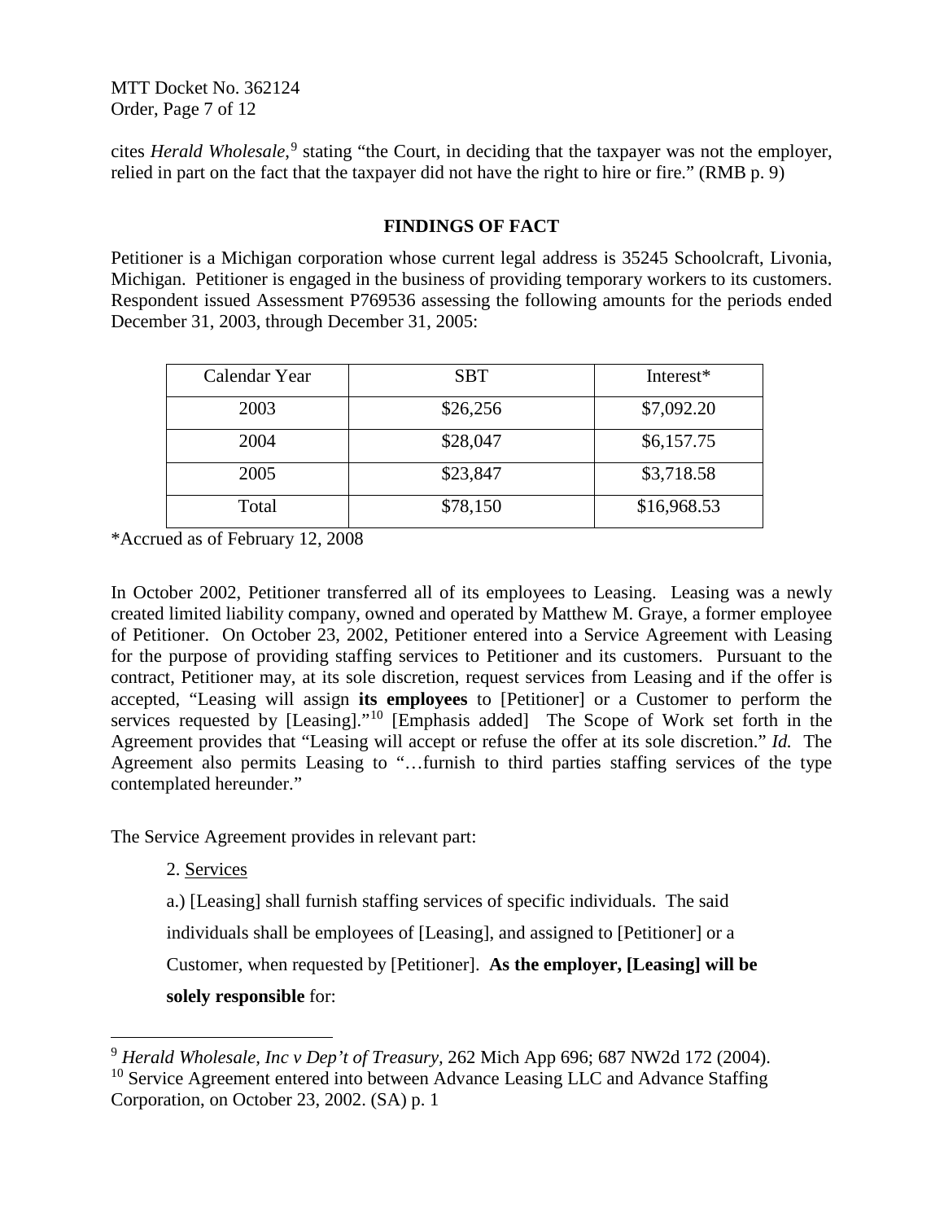cites *Herald Wholesale*,[9] stating "the Court, in deciding that the taxpayer was not the employer, relied in part on the fact that the taxpayer did not have the right to hire or fire." (RMB p. 9)

## FINDINGS OF FACT

Petitioner is a Michigan corporation whose current legal address is 35245 Schoolcraft, Livonia, Michigan. Petitioner is engaged in the business of providing temporary workers to its customers. Respondent issued Assessment P769536 assessing the following amounts for the periods ended December 31, 2003, through December 31, 2005:

| Calendar Year | SBT | Interest* |
|---|---|---|
| 2003 | $26,256 | $7,092.20 |
| 2004 | $28,047 | $6,157.75 |
| 2005 | $23,847 | $3,718.58 |
| Total | $78,150 | $16,968.53 |

*Accrued as of February 12, 2008

In October 2002, Petitioner transferred all of its employees to Leasing. Leasing was a newly created limited liability company, owned and operated by Matthew M. Graye, a former employee of Petitioner. On October 23, 2002, Petitioner entered into a Service Agreement with Leasing for the purpose of providing staffing services to Petitioner and its customers. Pursuant to the contract, Petitioner may, at its sole discretion, request services from Leasing and if the offer is accepted, "Leasing will assign **its employees** to [Petitioner] or a Customer to perform the services requested by [Leasing]."[10] [Emphasis added] The Scope of Work set forth in the Agreement provides that "Leasing will accept or refuse the offer at its sole discretion." *Id.* The Agreement also permits Leasing to "…furnish to third parties staffing services of the type contemplated hereunder."

The Service Agreement provides in relevant part:

> 2. Services
>
> a.) [Leasing] shall furnish staffing services of specific individuals. The said individuals shall be employees of [Leasing], and assigned to [Petitioner] or a Customer, when requested by [Petitioner]. **As the employer, [Leasing] will be solely responsible** for:

---

[9] *Herald Wholesale, Inc v Dep't of Treasury*, 262 Mich App 696; 687 NW2d 172 (2004).

[10] Service Agreement entered into between Advance Leasing LLC and Advance Staffing Corporation, on October 23, 2002. (SA) p. 1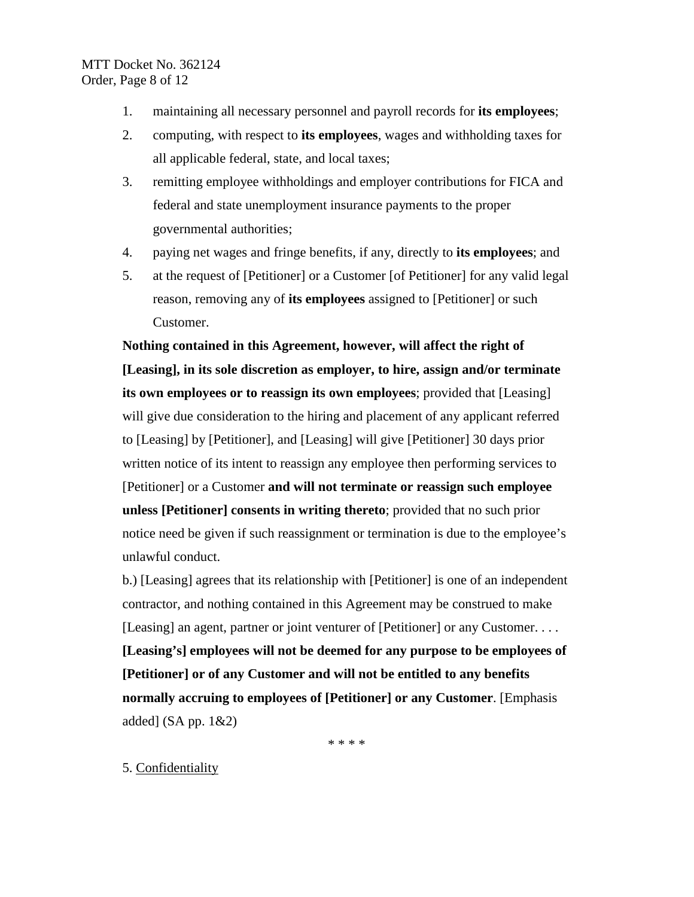1. maintaining all necessary personnel and payroll records for **its employees**;
2. computing, with respect to **its employees**, wages and withholding taxes for all applicable federal, state, and local taxes;
3. remitting employee withholdings and employer contributions for FICA and federal and state unemployment insurance payments to the proper governmental authorities;
4. paying net wages and fringe benefits, if any, directly to **its employees**; and
5. at the request of [Petitioner] or a Customer [of Petitioner] for any valid legal reason, removing any of **its employees** assigned to [Petitioner] or such Customer.

**Nothing contained in this Agreement, however, will affect the right of [Leasing], in its sole discretion as employer, to hire, assign and/or terminate its own employees or to reassign its own employees**; provided that [Leasing] will give due consideration to the hiring and placement of any applicant referred to [Leasing] by [Petitioner], and [Leasing] will give [Petitioner] 30 days prior written notice of its intent to reassign any employee then performing services to [Petitioner] or a Customer **and will not terminate or reassign such employee unless [Petitioner] consents in writing thereto**; provided that no such prior notice need be given if such reassignment or termination is due to the employee's unlawful conduct.

b.) [Leasing] agrees that its relationship with [Petitioner] is one of an independent contractor, and nothing contained in this Agreement may be construed to make [Leasing] an agent, partner or joint venturer of [Petitioner] or any Customer. . . . **[Leasing's] employees will not be deemed for any purpose to be employees of [Petitioner] or of any Customer and will not be entitled to any benefits normally accruing to employees of [Petitioner] or any Customer**. [Emphasis added] (SA pp. 1&2)

\* \* \* \*

5. Confidentiality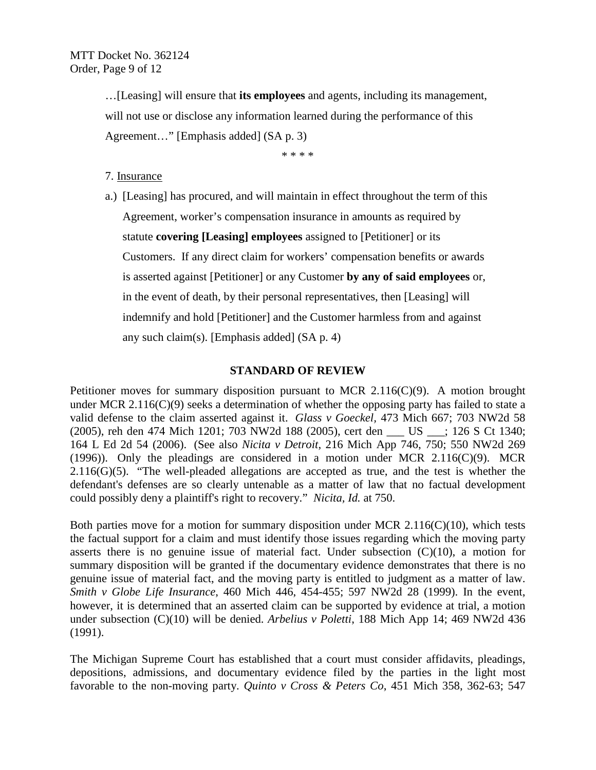…[Leasing] will ensure that **its employees** and agents, including its management, will not use or disclose any information learned during the performance of this Agreement…" [Emphasis added] (SA p. 3)

\* \* \* \*

7. Insurance

a.) [Leasing] has procured, and will maintain in effect throughout the term of this Agreement, worker's compensation insurance in amounts as required by statute **covering [Leasing] employees** assigned to [Petitioner] or its Customers. If any direct claim for workers' compensation benefits or awards is asserted against [Petitioner] or any Customer **by any of said employees** or, in the event of death, by their personal representatives, then [Leasing] will indemnify and hold [Petitioner] and the Customer harmless from and against any such claim(s). [Emphasis added] (SA p. 4)

## STANDARD OF REVIEW

Petitioner moves for summary disposition pursuant to MCR 2.116(C)(9). A motion brought under MCR 2.116(C)(9) seeks a determination of whether the opposing party has failed to state a valid defense to the claim asserted against it. *Glass v Goeckel*, 473 Mich 667; 703 NW2d 58 (2005), reh den 474 Mich 1201; 703 NW2d 188 (2005), cert den ___ US ___; 126 S Ct 1340; 164 L Ed 2d 54 (2006). (See also *Nicita v Detroit*, 216 Mich App 746, 750; 550 NW2d 269 (1996)). Only the pleadings are considered in a motion under MCR 2.116(C)(9). MCR 2.116(G)(5). "The well-pleaded allegations are accepted as true, and the test is whether the defendant's defenses are so clearly untenable as a matter of law that no factual development could possibly deny a plaintiff's right to recovery." *Nicita, Id.* at 750.

Both parties move for a motion for summary disposition under MCR 2.116(C)(10), which tests the factual support for a claim and must identify those issues regarding which the moving party asserts there is no genuine issue of material fact. Under subsection (C)(10), a motion for summary disposition will be granted if the documentary evidence demonstrates that there is no genuine issue of material fact, and the moving party is entitled to judgment as a matter of law. *Smith v Globe Life Insurance*, 460 Mich 446, 454-455; 597 NW2d 28 (1999). In the event, however, it is determined that an asserted claim can be supported by evidence at trial, a motion under subsection (C)(10) will be denied. *Arbelius v Poletti*, 188 Mich App 14; 469 NW2d 436 (1991).

The Michigan Supreme Court has established that a court must consider affidavits, pleadings, depositions, admissions, and documentary evidence filed by the parties in the light most favorable to the non-moving party. *Quinto v Cross & Peters Co*, 451 Mich 358, 362-63; 547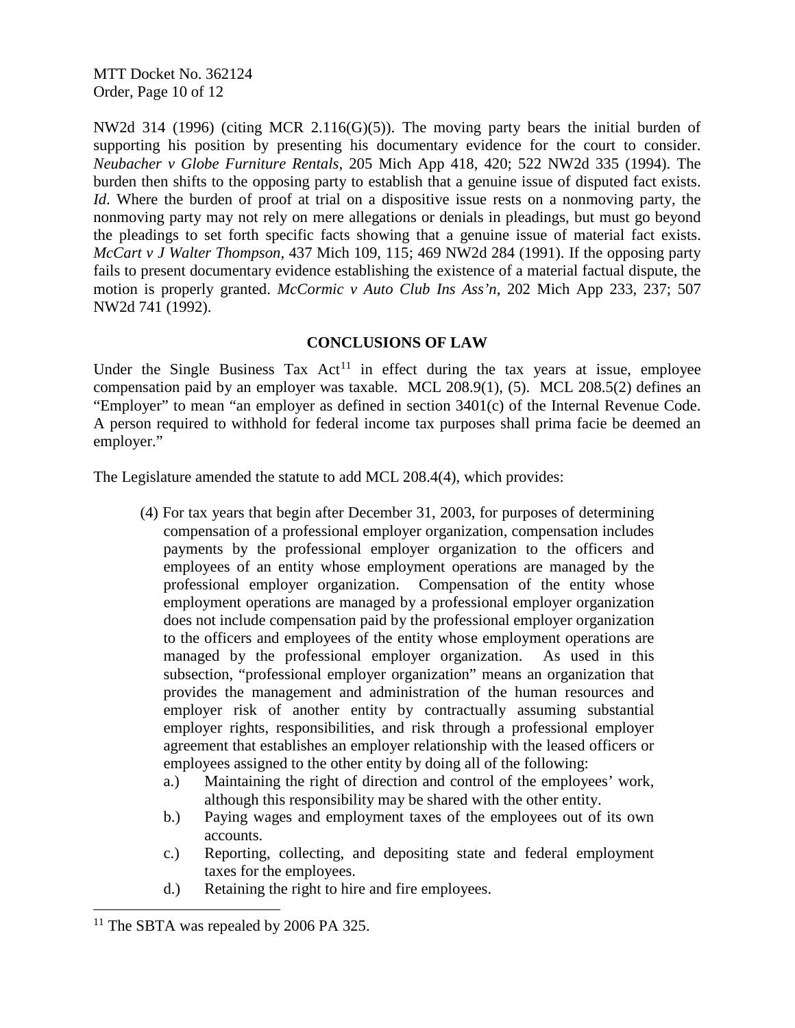NW2d 314 (1996) (citing MCR 2.116(G)(5)). The moving party bears the initial burden of supporting his position by presenting his documentary evidence for the court to consider. *Neubacher v Globe Furniture Rentals*, 205 Mich App 418, 420; 522 NW2d 335 (1994). The burden then shifts to the opposing party to establish that a genuine issue of disputed fact exists. *Id*. Where the burden of proof at trial on a dispositive issue rests on a nonmoving party, the nonmoving party may not rely on mere allegations or denials in pleadings, but must go beyond the pleadings to set forth specific facts showing that a genuine issue of material fact exists. *McCart v J Walter Thompson*, 437 Mich 109, 115; 469 NW2d 284 (1991). If the opposing party fails to present documentary evidence establishing the existence of a material factual dispute, the motion is properly granted. *McCormic v Auto Club Ins Ass'n*, 202 Mich App 233, 237; 507 NW2d 741 (1992).

## CONCLUSIONS OF LAW

Under the Single Business Tax Act[11] in effect during the tax years at issue, employee compensation paid by an employer was taxable. MCL 208.9(1), (5). MCL 208.5(2) defines an "Employer" to mean "an employer as defined in section 3401(c) of the Internal Revenue Code. A person required to withhold for federal income tax purposes shall prima facie be deemed an employer."

The Legislature amended the statute to add MCL 208.4(4), which provides:

> (4) For tax years that begin after December 31, 2003, for purposes of determining compensation of a professional employer organization, compensation includes payments by the professional employer organization to the officers and employees of an entity whose employment operations are managed by the professional employer organization. Compensation of the entity whose employment operations are managed by a professional employer organization does not include compensation paid by the professional employer organization to the officers and employees of the entity whose employment operations are managed by the professional employer organization. As used in this subsection, "professional employer organization" means an organization that provides the management and administration of the human resources and employer risk of another entity by contractually assuming substantial employer rights, responsibilities, and risk through a professional employer agreement that establishes an employer relationship with the leased officers or employees assigned to the other entity by doing all of the following:
>
> a.) Maintaining the right of direction and control of the employees' work, although this responsibility may be shared with the other entity.
>
> b.) Paying wages and employment taxes of the employees out of its own accounts.
>
> c.) Reporting, collecting, and depositing state and federal employment taxes for the employees.
>
> d.) Retaining the right to hire and fire employees.

---

[11] The SBTA was repealed by 2006 PA 325.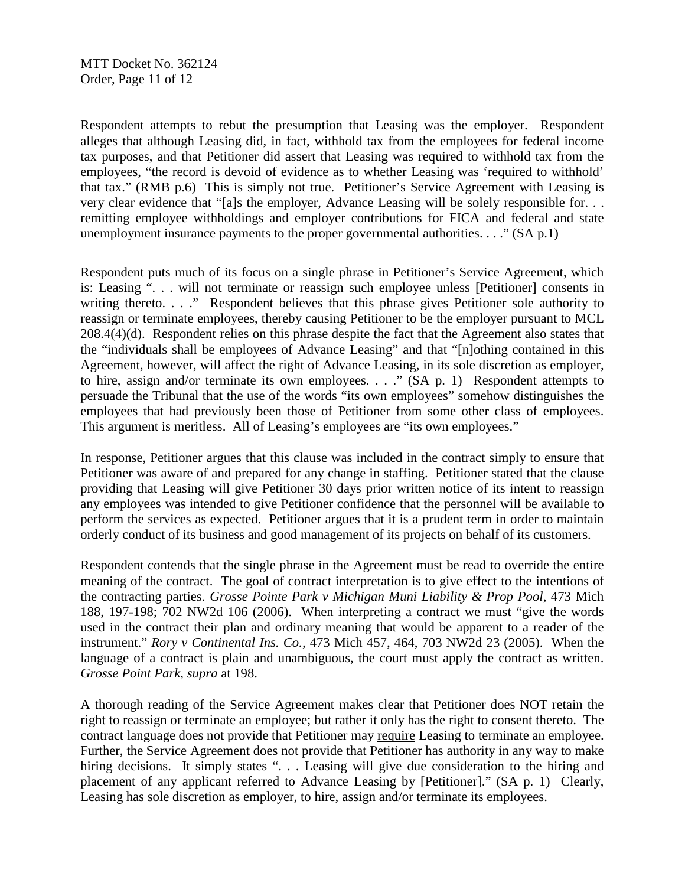Respondent attempts to rebut the presumption that Leasing was the employer. Respondent alleges that although Leasing did, in fact, withhold tax from the employees for federal income tax purposes, and that Petitioner did assert that Leasing was required to withhold tax from the employees, "the record is devoid of evidence as to whether Leasing was 'required to withhold' that tax." (RMB p.6) This is simply not true. Petitioner's Service Agreement with Leasing is very clear evidence that "[a]s the employer, Advance Leasing will be solely responsible for. . . remitting employee withholdings and employer contributions for FICA and federal and state unemployment insurance payments to the proper governmental authorities. . . ." (SA p.1)

Respondent puts much of its focus on a single phrase in Petitioner's Service Agreement, which is: Leasing ". . . will not terminate or reassign such employee unless [Petitioner] consents in writing thereto. . . ." Respondent believes that this phrase gives Petitioner sole authority to reassign or terminate employees, thereby causing Petitioner to be the employer pursuant to MCL 208.4(4)(d). Respondent relies on this phrase despite the fact that the Agreement also states that the "individuals shall be employees of Advance Leasing" and that "[n]othing contained in this Agreement, however, will affect the right of Advance Leasing, in its sole discretion as employer, to hire, assign and/or terminate its own employees. . . ." (SA p. 1) Respondent attempts to persuade the Tribunal that the use of the words "its own employees" somehow distinguishes the employees that had previously been those of Petitioner from some other class of employees. This argument is meritless. All of Leasing's employees are "its own employees."

In response, Petitioner argues that this clause was included in the contract simply to ensure that Petitioner was aware of and prepared for any change in staffing. Petitioner stated that the clause providing that Leasing will give Petitioner 30 days prior written notice of its intent to reassign any employees was intended to give Petitioner confidence that the personnel will be available to perform the services as expected. Petitioner argues that it is a prudent term in order to maintain orderly conduct of its business and good management of its projects on behalf of its customers.

Respondent contends that the single phrase in the Agreement must be read to override the entire meaning of the contract. The goal of contract interpretation is to give effect to the intentions of the contracting parties. *Grosse Pointe Park v Michigan Muni Liability & Prop Pool*, 473 Mich 188, 197-198; 702 NW2d 106 (2006). When interpreting a contract we must "give the words used in the contract their plan and ordinary meaning that would be apparent to a reader of the instrument." *Rory v Continental Ins. Co.,* 473 Mich 457, 464, 703 NW2d 23 (2005). When the language of a contract is plain and unambiguous, the court must apply the contract as written. *Grosse Point Park*, *supra* at 198.

A thorough reading of the Service Agreement makes clear that Petitioner does NOT retain the right to reassign or terminate an employee; but rather it only has the right to consent thereto. The contract language does not provide that Petitioner may <u>require</u> Leasing to terminate an employee. Further, the Service Agreement does not provide that Petitioner has authority in any way to make hiring decisions. It simply states ". . . Leasing will give due consideration to the hiring and placement of any applicant referred to Advance Leasing by [Petitioner]." (SA p. 1) Clearly, Leasing has sole discretion as employer, to hire, assign and/or terminate its employees.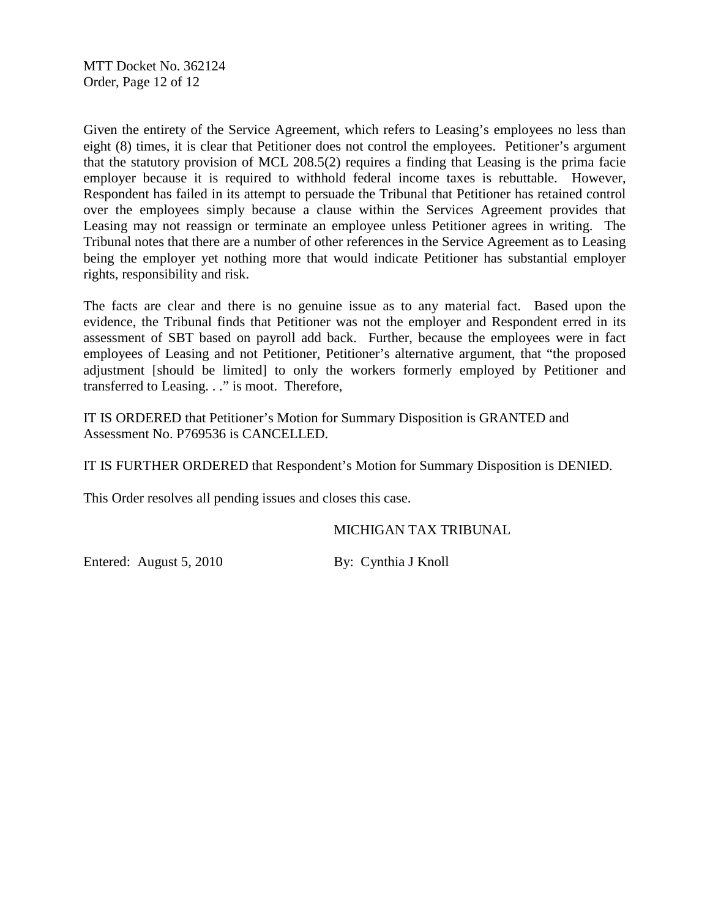Given the entirety of the Service Agreement, which refers to Leasing's employees no less than eight (8) times, it is clear that Petitioner does not control the employees. Petitioner's argument that the statutory provision of MCL 208.5(2) requires a finding that Leasing is the prima facie employer because it is required to withhold federal income taxes is rebuttable. However, Respondent has failed in its attempt to persuade the Tribunal that Petitioner has retained control over the employees simply because a clause within the Services Agreement provides that Leasing may not reassign or terminate an employee unless Petitioner agrees in writing. The Tribunal notes that there are a number of other references in the Service Agreement as to Leasing being the employer yet nothing more that would indicate Petitioner has substantial employer rights, responsibility and risk.

The facts are clear and there is no genuine issue as to any material fact. Based upon the evidence, the Tribunal finds that Petitioner was not the employer and Respondent erred in its assessment of SBT based on payroll add back. Further, because the employees were in fact employees of Leasing and not Petitioner, Petitioner's alternative argument, that "the proposed adjustment [should be limited] to only the workers formerly employed by Petitioner and transferred to Leasing. . ." is moot. Therefore,

IT IS ORDERED that Petitioner's Motion for Summary Disposition is GRANTED and Assessment No. P769536 is CANCELLED.

IT IS FURTHER ORDERED that Respondent's Motion for Summary Disposition is DENIED.

This Order resolves all pending issues and closes this case.

MICHIGAN TAX TRIBUNAL

Entered: August 5, 2010 By: Cynthia J Knoll